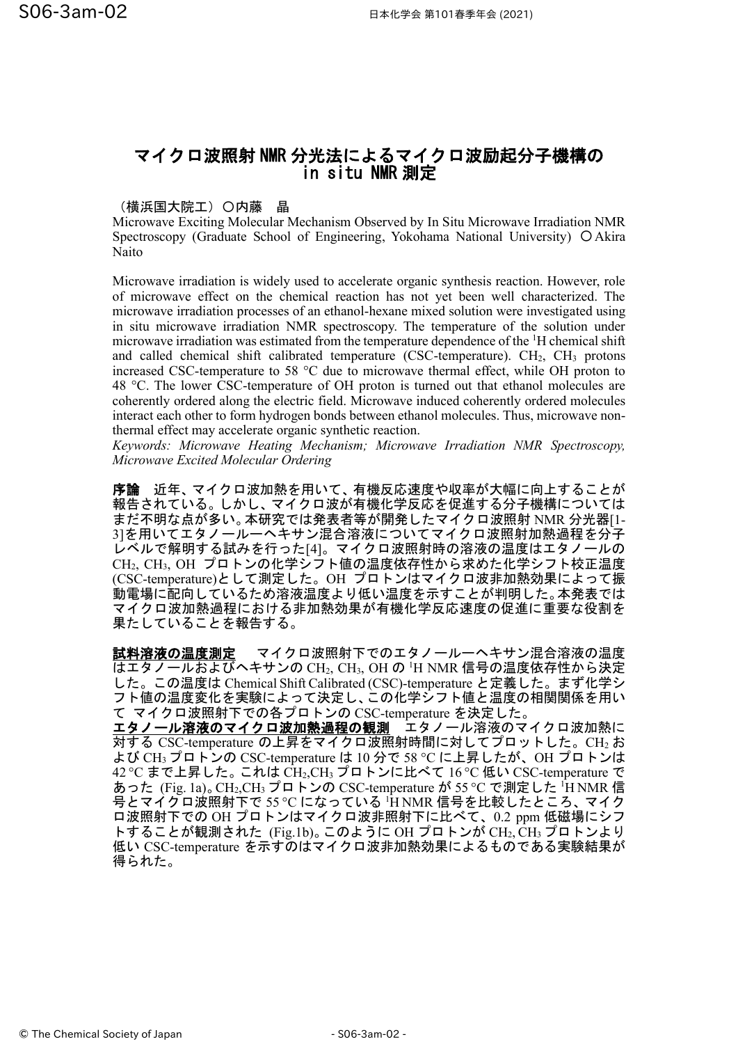# マイクロ波照射 NMR 分光法によるマイクロ波励起分子機構の in situ NMR 測定

（横浜国大院工）○内藤　晶

Microwave Exciting Molecular Mechanism Observed by In Situ Microwave Irradiation NMR Spectroscopy (Graduate School of Engineering, Yokohama National University) ○Akira Naito

Microwave irradiation is widely used to accelerate organic synthesis reaction. However, role of microwave effect on the chemical reaction has not yet been well characterized. The microwave irradiation processes of an ethanol-hexane mixed solution were investigated using in situ microwave irradiation NMR spectroscopy. The temperature of the solution under microwave irradiation was estimated from the temperature dependence of the $^1$H chemical shift and called chemical shift calibrated temperature (CSC-temperature). $CH_2$, $CH_3$ protons increased CSC-temperature to 58 °C due to microwave thermal effect, while OH proton to 48 °C. The lower CSC-temperature of OH proton is turned out that ethanol molecules are coherently ordered along the electric field. Microwave induced coherently ordered molecules interact each other to form hydrogen bonds between ethanol molecules. Thus, microwave non-thermal effect may accelerate organic synthetic reaction.

*Keywords: Microwave Heating Mechanism; Microwave Irradiation NMR Spectroscopy, Microwave Excited Molecular Ordering*

**序論**　近年、マイクロ波加熱を用いて、有機反応速度や収率が大幅に向上することが報告されている。しかし、マイクロ波が有機化学反応を促進する分子機構についてはまだ不明な点が多い。本研究では発表者等が開発したマイクロ波照射 NMR 分光器[1-3]を用いてエタノール―ヘキサン混合溶液についてマイクロ波照射加熱過程を分子レベルで解明する試みを行った[4]。マイクロ波照射時の溶液の温度はエタノールの $CH_2$, $CH_3$, OH プロトンの化学シフト値の温度依存性から求めた化学シフト校正温度(CSC-temperature)として測定した。OH プロトンはマイクロ波非加熱効果によって振動電場に配向しているため溶液温度より低い温度を示すことが判明した。本発表ではマイクロ波加熱過程における非加熱効果が有機化学反応速度の促進に重要な役割を果たしていることを報告する。

**試料溶液の温度測定**　マイクロ波照射下でのエタノール―ヘキサン混合溶液の温度はエタノールおよびヘキサンの $CH_2$, $CH_3$, OH の $^1$H NMR 信号の温度依存性から決定した。この温度は Chemical Shift Calibrated (CSC)-temperature と定義した。まず化学シフト値の温度変化を実験によって決定し、この化学シフト値と温度の相関関係を用いて マイクロ波照射下での各プロトンの CSC-temperature を決定した。

**エタノール溶液のマイクロ波加熱過程の観測**　エタノール溶液のマイクロ波加熱に対する CSC-temperature の上昇をマイクロ波照射時間に対してプロットした。$CH_2$ および $CH_3$ プロトンの CSC-temperature は 10 分で 58 °C に上昇したが、OH プロトンは 42 °C まで上昇した。これは $CH_2$,$CH_3$ プロトンに比べて 16 °C 低い CSC-temperature であった (Fig. 1a)。$CH_2$,$CH_3$ プロトンの CSC-temperature が 55 °C で測定した $^1$H NMR 信号とマイクロ波照射下で 55 °C になっている $^1$H NMR 信号を比較したところ、マイクロ波照射下での OH プロトンはマイクロ波非照射下に比べて、0.2 ppm 低磁場にシフトすることが観測された (Fig.1b)。このように OH プロトンが $CH_2$, $CH_3$ プロトンより低い CSC-temperature を示すのはマイクロ波非加熱効果によるものである実験結果が得られた。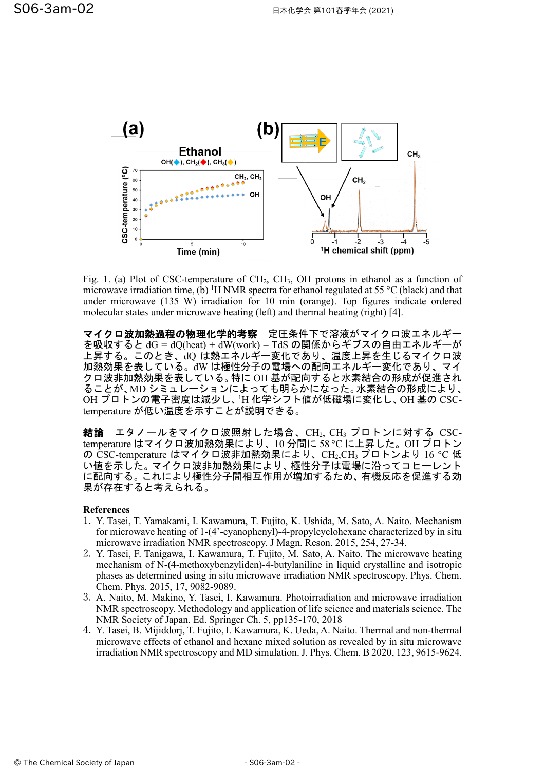(a)

Ethanol

OH(◆), $CH_2$(◆), $CH_3$(◆)

CSC-temperature (°C)

70
60
50
40
30
20
10
0

$CH_2$, $CH_3$

OH

0
5
10

Time (min)

(b)

E

$CH_3$

$CH_2$

OH

0
-1
-2
-3
-4
-5

$^1$H chemical shift (ppm)

Fig. 1. (a) Plot of CSC-temperature of $CH_2$, $CH_3$, OH protons in ethanol as a function of microwave irradiation time, (b) $^1$H NMR spectra for ethanol regulated at 55 °C (black) and that under microwave (135 W) irradiation for 10 min (orange). Top figures indicate ordered molecular states under microwave heating (left) and thermal heating (right) [4].

**マイクロ波加熱過程の物理化学的考察**　定圧条件下で溶液がマイクロ波エネルギーを吸収すると $dG = dQ(heat) + dW(work) - TdS$ の関係からギブスの自由エネルギーが上昇する。このとき、dQ は熱エネルギー変化であり、温度上昇を生じるマイクロ波加熱効果を表している。dW は極性分子の電場への配向エネルギー変化であり、マイクロ波非加熱効果を表している。特に OH 基が配向すると水素結合の形成が促進されることが、MD シミュレーションによっても明らかになった。水素結合の形成により、OH プロトンの電子密度は減少し、$^1$H 化学シフト値が低磁場に変化し、OH 基の CSC-temperature が低い温度を示すことが説明できる。

**結論**　エタノールをマイクロ波照射した場合、$CH_2$, $CH_3$ プロトンに対する CSC-temperature はマイクロ波加熱効果により、10 分間に 58 °C に上昇した。OH プロトンの CSC-temperature はマイクロ波非加熱効果により、$CH_2$,$CH_3$ プロトンより 16 °C 低い値を示した。マイクロ波非加熱効果により、極性分子は電場に沿ってコヒーレントに配向する。これにより極性分子間相互作用が増加するため、有機反応を促進する効果が存在すると考えられる。

**References**

1. Y. Tasei, T. Yamakami, I. Kawamura, T. Fujito, K. Ushida, M. Sato, A. Naito. Mechanism for microwave heating of 1-(4'-cyanophenyl)-4-propylcyclohexane characterized by in situ microwave irradiation NMR spectroscopy. J Magn. Reson. 2015, 254, 27-34.
2. Y. Tasei, F. Tanigawa, I. Kawamura, T. Fujito, M. Sato, A. Naito. The microwave heating mechanism of N-(4-methoxybenzyliden)-4-butylaniline in liquid crystalline and isotropic phases as determined using in situ microwave irradiation NMR spectroscopy. Phys. Chem. Chem. Phys. 2015, 17, 9082-9089.
3. A. Naito, M. Makino, Y. Tasei, I. Kawamura. Photoirradiation and microwave irradiation NMR spectroscopy. Methodology and application of life science and materials science. The NMR Society of Japan. Ed. Springer Ch. 5, pp135-170, 2018
4. Y. Tasei, B. Mijiddorj, T. Fujito, I. Kawamura, K. Ueda, A. Naito. Thermal and non-thermal microwave effects of ethanol and hexane mixed solution as revealed by in situ microwave irradiation NMR spectroscopy and MD simulation. J. Phys. Chem. B 2020, 123, 9615-9624.